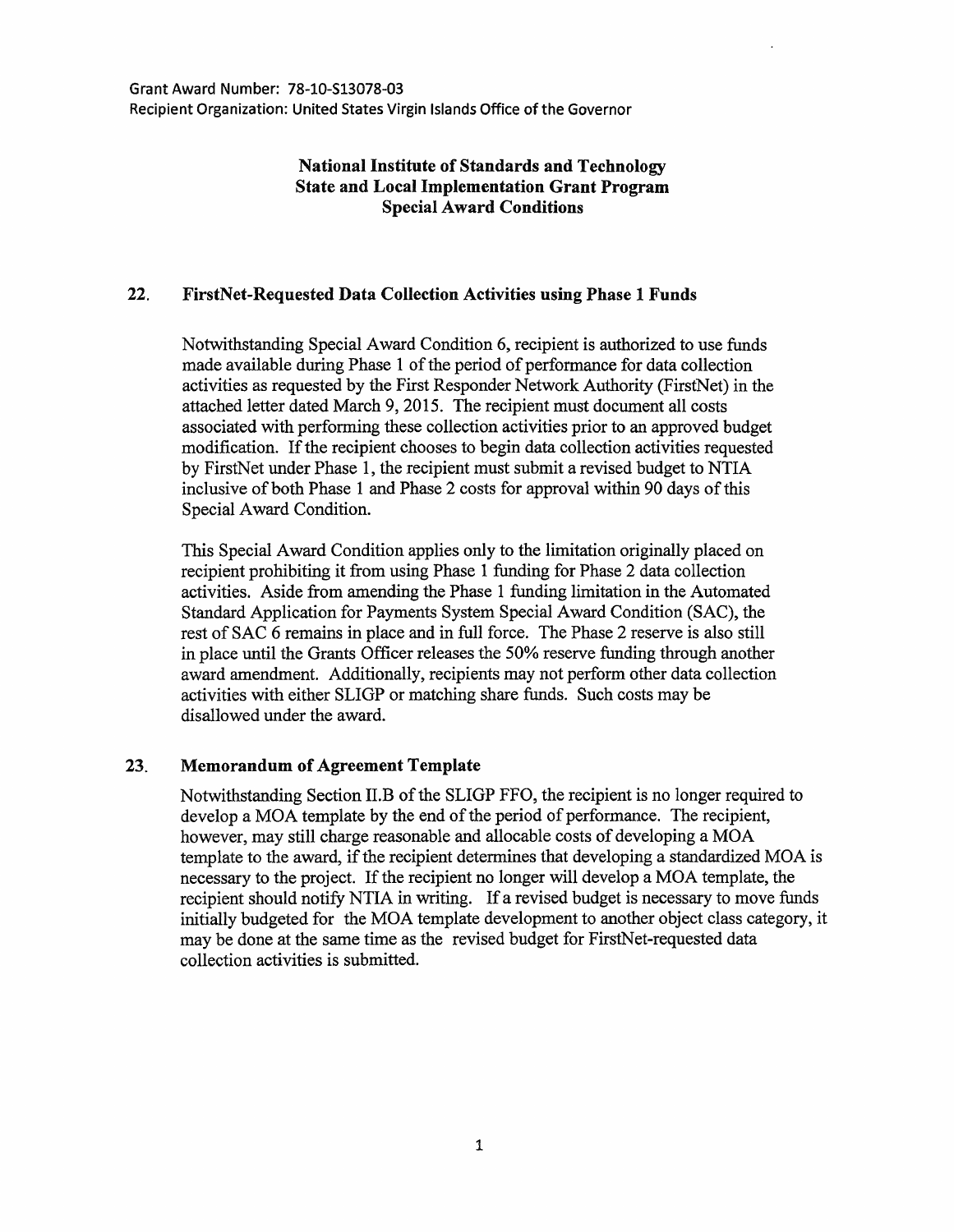Grant Award Number: 78-10-S13078-03
Recipient Organization: United States Virgin Islands Office of the Governor

**National Institute of Standards and Technology**
**State and Local Implementation Grant Program**
**Special Award Conditions**

## 22. FirstNet-Requested Data Collection Activities using Phase 1 Funds

Notwithstanding Special Award Condition 6, recipient is authorized to use funds made available during Phase 1 of the period of performance for data collection activities as requested by the First Responder Network Authority (FirstNet) in the attached letter dated March 9, 2015. The recipient must document all costs associated with performing these collection activities prior to an approved budget modification. If the recipient chooses to begin data collection activities requested by FirstNet under Phase 1, the recipient must submit a revised budget to NTIA inclusive of both Phase 1 and Phase 2 costs for approval within 90 days of this Special Award Condition.

This Special Award Condition applies only to the limitation originally placed on recipient prohibiting it from using Phase 1 funding for Phase 2 data collection activities. Aside from amending the Phase 1 funding limitation in the Automated Standard Application for Payments System Special Award Condition (SAC), the rest of SAC 6 remains in place and in full force. The Phase 2 reserve is also still in place until the Grants Officer releases the 50% reserve funding through another award amendment. Additionally, recipients may not perform other data collection activities with either SLIGP or matching share funds. Such costs may be disallowed under the award.

## 23. Memorandum of Agreement Template

Notwithstanding Section II.B of the SLIGP FFO, the recipient is no longer required to develop a MOA template by the end of the period of performance. The recipient, however, may still charge reasonable and allocable costs of developing a MOA template to the award, if the recipient determines that developing a standardized MOA is necessary to the project. If the recipient no longer will develop a MOA template, the recipient should notify NTIA in writing. If a revised budget is necessary to move funds initially budgeted for the MOA template development to another object class category, it may be done at the same time as the revised budget for FirstNet-requested data collection activities is submitted.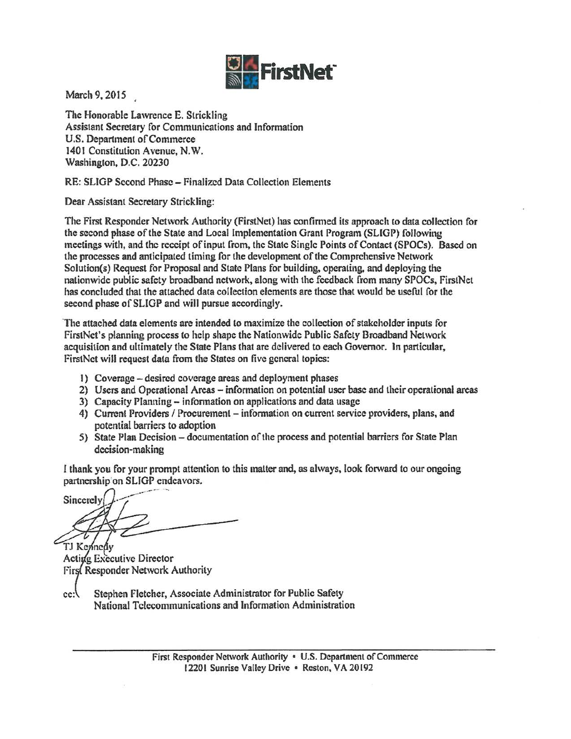FirstNet

March 9, 2015

The Honorable Lawrence E. Strickling
Assistant Secretary for Communications and Information
U.S. Department of Commerce
1401 Constitution Avenue, N.W.
Washington, D.C. 20230

RE: SLIGP Second Phase – Finalized Data Collection Elements

Dear Assistant Secretary Strickling:

The First Responder Network Authority (FirstNet) has confirmed its approach to data collection for the second phase of the State and Local Implementation Grant Program (SLIGP) following meetings with, and the receipt of input from, the State Single Points of Contact (SPOCs). Based on the processes and anticipated timing for the development of the Comprehensive Network Solution(s) Request for Proposal and State Plans for building, operating, and deploying the nationwide public safety broadband network, along with the feedback from many SPOCs, FirstNet has concluded that the attached data collection elements are those that would be useful for the second phase of SLIGP and will pursue accordingly.

The attached data elements are intended to maximize the collection of stakeholder inputs for FirstNet's planning process to help shape the Nationwide Public Safety Broadband Network acquisition and ultimately the State Plans that are delivered to each Governor. In particular, FirstNet will request data from the States on five general topics:

1) Coverage – desired coverage areas and deployment phases
2) Users and Operational Areas – information on potential user base and their operational areas
3) Capacity Planning – information on applications and data usage
4) Current Providers / Procurement – information on current service providers, plans, and potential barriers to adoption
5) State Plan Decision – documentation of the process and potential barriers for State Plan decision-making

I thank you for your prompt attention to this matter and, as always, look forward to our ongoing partnership on SLIGP endeavors.

Sincerely,

TJ Kennedy
Acting Executive Director
First Responder Network Authority

cc: Stephen Fletcher, Associate Administrator for Public Safety
National Telecommunications and Information Administration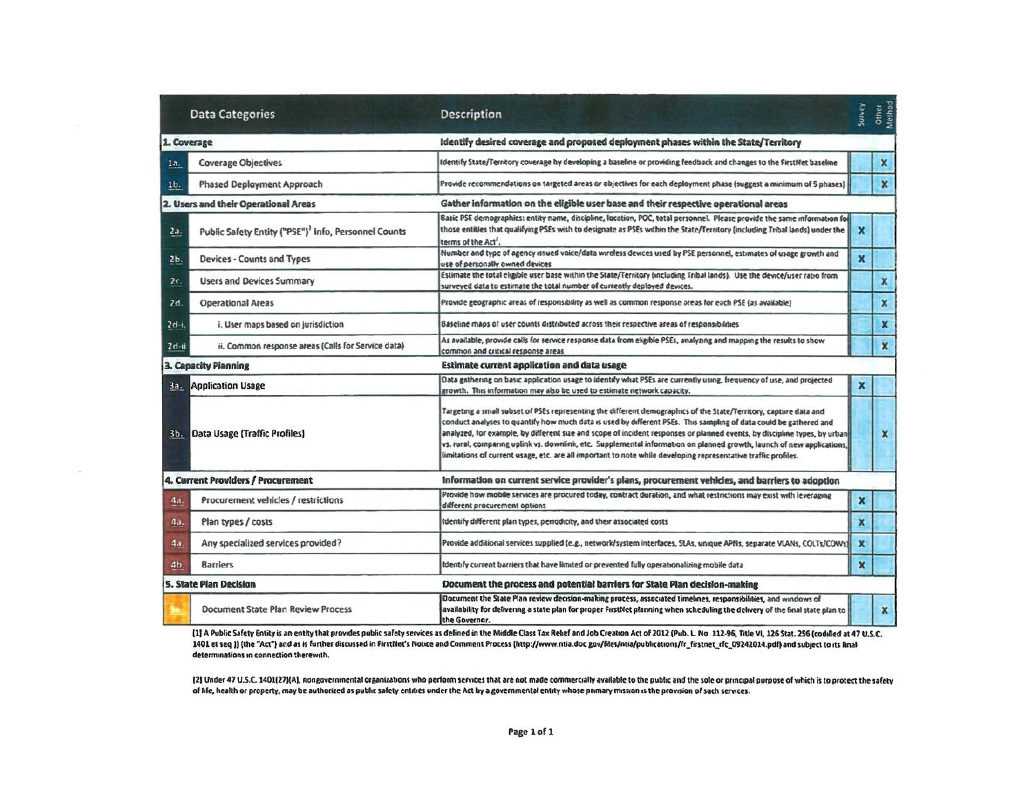| Data Categories | | Description | Survey | Other Method |
|---|---|---|---|---|
| **1. Coverage** | | **Identify desired coverage and proposed deployment phases within the State/Territory** | | |
| 1a. | Coverage Objectives | Identify State/Territory coverage by developing a baseline or providing feedback and changes to the FirstNet baseline | | X |
| 1b. | Phased Deployment Approach | Provide recommendations on targeted areas or objectives for each deployment phase (suggest a minimum of 5 phases) | | X |
| **2. Users and their Operational Areas** | | **Gather information on the eligible user base and their respective operational areas** | | |
| 2a. | Public Safety Entity ("PSE")[1] Info, Personnel Counts | Basic PSE demographics: entity name, discipline, location, POC, total personnel. Please provide the same information for those entities that qualifying PSEs wish to designate as PSEs within the State/Territory (including Tribal lands) under the terms of the Act[2]. | X | |
| 2b. | Devices - Counts and Types | Number and type of agency issued voice/data wireless devices used by PSE personnel, estimates of usage growth and use of personally owned devices | X | |
| 2c. | Users and Devices Summary | Estimate the total eligible user base within the State/Territory (including Tribal lands). Use the device/user ratio from surveyed data to estimate the total number of currently deployed devices. | | X |
| 2d. | Operational Areas | Provide geographic areas of responsibility as well as common response areas for each PSE (as available) | | X |
| 2d-i. | i. User maps based on jurisdiction | Baseline maps of user counts distributed across their respective areas of responsibilities | | X |
| 2d-ii | ii. Common response areas (Calls for Service data) | As available, provide calls for service response data from eligible PSEs, analyzing and mapping the results to show common and critical response areas | | X |
| **3. Capacity Planning** | | **Estimate current application and data usage** | | |
| 3a. | Application Usage | Data gathering on basic application usage to identify what PSEs are currently using, frequency of use, and projected growth. This information may also be used to estimate network capacity. | X | |
| 3b. | Data Usage (Traffic Profiles) | Targeting a small subset of PSEs representing the different demographics of the State/Territory, capture data and conduct analyses to quantify how much data is used by different PSEs. This sampling of data could be gathered and analyzed, for example, by different size and scope of incident responses or planned events, by discipline types, by urban vs. rural, comparing uplink vs. downlink, etc. Supplemental information on planned growth, launch of new applications, limitations of current usage, etc. are all important to note while developing representative traffic profiles. | | X |
| **4. Current Providers / Procurement** | | **Information on current service provider's plans, procurement vehicles, and barriers to adoption** | | |
| 4a. | Procurement vehicles / restrictions | Provide how mobile services are procured today, contract duration, and what restrictions may exist with leveraging different procurement options | X | |
| 4a. | Plan types / costs | Identify different plan types, periodicity, and their associated costs | X | |
| 4a. | Any specialized services provided? | Provide additional services supplied (e.g., network/system interfaces, SLAs, unique APNs, separate VLANs, COLTs/COWs) | X | |
| 4b. | Barriers | Identify current barriers that have limited or prevented fully operationalizing mobile data | X | |
| **5. State Plan Decision** | | **Document the process and potential barriers for State Plan decision-making** | | |
| 5. | Document State Plan Review Process | Document the State Plan review decision-making process, associated timelines, responsibilities, and windows of availability for delivering a state plan for proper FirstNet planning when scheduling the delivery of the final state plan to the Governor. | | X |

[1] A Public Safety Entity is an entity that provides public safety services as defined in the Middle Class Tax Relief and Job Creation Act of 2012 (Pub. L. No. 112-96, Title VI, 126 Stat. 256 (codified at 47 U.S.C. 1401 et seq.)) (the "Act") and as is further discussed in FirstNet's Notice and Comment Process (http://www.ntia.doc.gov/files/ntia/publications/fr_firstnet_rfc_09242014.pdf) and subject to its final determinations in connection therewith.

[2] Under 47 U.S.C. 1401(27)(A), nongovernmental organizations who perform services that are not made commercially available to the public and the sole or principal purpose of which is to protect the safety of life, health or property, may be authorized as public safety entities under the Act by a governmental entity whose primary mission is the provision of such services.